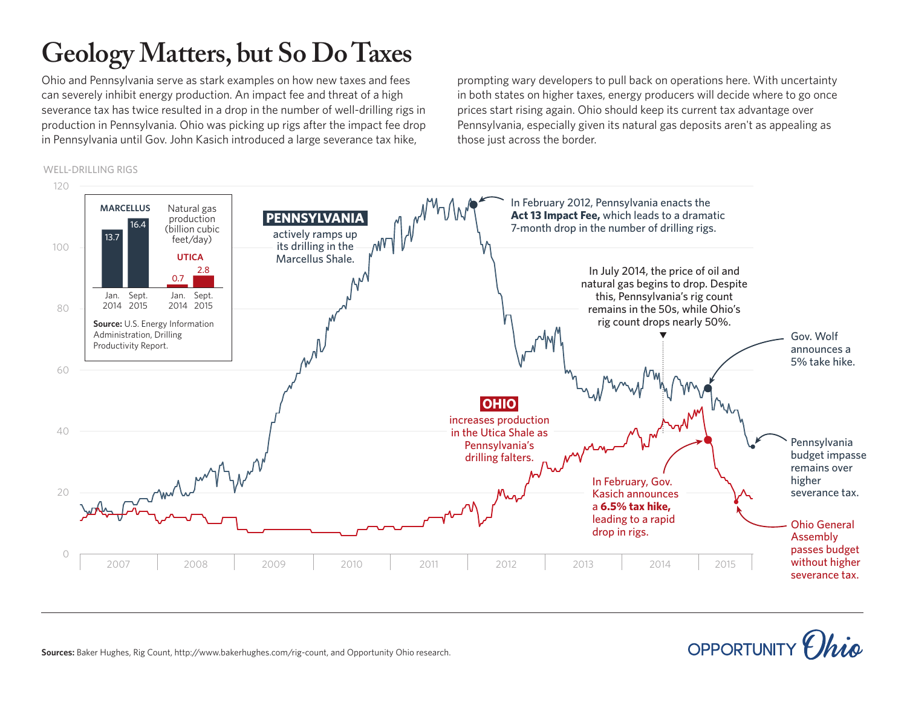# Geology Matters, but So Do Taxes

Ohio and Pennsylvania serve as stark examples on how new taxes and fees can severely inhibit energy production. An impact fee and threat of a high severance tax has twice resulted in a drop in the number of well-drilling rigs in production in Pennsylvania. Ohio was picking up rigs after the impact fee drop in Pennsylvania until Gov. John Kasich introduced a large severance tax hike, prompting wary developers to pull back on operations here. With uncertainty in both states on higher taxes, energy producers will decide where to go once prices start rising again. Ohio should keep its current tax advantage over Pennsylvania, especially given its natural gas deposits aren't as appealing as those just across the border.

WELL-DRILLING RIGS

**MARCELLUS** — Natural gas production (billion cubic feet/day)

| | Jan. 2014 | Sept. 2015 |
|---|---|---|
| MARCELLUS | 13.7 | 16.4 |
| UTICA | 0.7 | 2.8 |

**Source:** U.S. Energy Information Administration, Drilling Productivity Report.

**PENNSYLVANIA** actively ramps up its drilling in the Marcellus Shale.

In February 2012, Pennsylvania enacts the **Act 13 Impact Fee,** which leads to a dramatic 7-month drop in the number of drilling rigs.

In July 2014, the price of oil and natural gas begins to drop. Despite this, Pennsylvania's rig count remains in the 50s, while Ohio's rig count drops nearly 50%.

Gov. Wolf announces a 5% take hike.

Pennsylvania budget impasse remains over higher severance tax.

**OHIO** increases production in the Utica Shale as Pennsylvania's drilling falters.

In February, Gov. Kasich announces a **6.5% tax hike,** leading to a rapid drop in rigs.

Ohio General Assembly passes budget without higher severance tax.

**Sources:** Baker Hughes, Rig Count, http://www.bakerhughes.com/rig-count, and Opportunity Ohio research.

OPPORTUNITY Ohio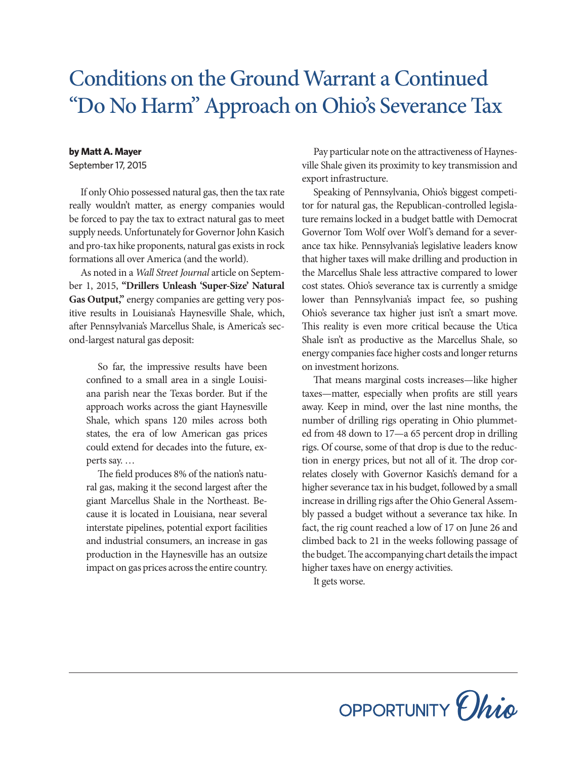# Conditions on the Ground Warrant a Continued "Do No Harm" Approach on Ohio's Severance Tax

**by Matt A. Mayer**
September 17, 2015

If only Ohio possessed natural gas, then the tax rate really wouldn't matter, as energy companies would be forced to pay the tax to extract natural gas to meet supply needs. Unfortunately for Governor John Kasich and pro-tax hike proponents, natural gas exists in rock formations all over America (and the world).

As noted in a *Wall Street Journal* article on September 1, 2015, **"Drillers Unleash 'Super-Size' Natural Gas Output,"** energy companies are getting very positive results in Louisiana's Haynesville Shale, which, after Pennsylvania's Marcellus Shale, is America's second-largest natural gas deposit:

> So far, the impressive results have been confined to a small area in a single Louisiana parish near the Texas border. But if the approach works across the giant Haynesville Shale, which spans 120 miles across both states, the era of low American gas prices could extend for decades into the future, experts say. …
>
> The field produces 8% of the nation's natural gas, making it the second largest after the giant Marcellus Shale in the Northeast. Because it is located in Louisiana, near several interstate pipelines, potential export facilities and industrial consumers, an increase in gas production in the Haynesville has an outsize impact on gas prices across the entire country.

Pay particular note on the attractiveness of Haynesville Shale given its proximity to key transmission and export infrastructure.

Speaking of Pennsylvania, Ohio's biggest competitor for natural gas, the Republican-controlled legislature remains locked in a budget battle with Democrat Governor Tom Wolf over Wolf's demand for a severance tax hike. Pennsylvania's legislative leaders know that higher taxes will make drilling and production in the Marcellus Shale less attractive compared to lower cost states. Ohio's severance tax is currently a smidge lower than Pennsylvania's impact fee, so pushing Ohio's severance tax higher just isn't a smart move. This reality is even more critical because the Utica Shale isn't as productive as the Marcellus Shale, so energy companies face higher costs and longer returns on investment horizons.

That means marginal costs increases—like higher taxes—matter, especially when profits are still years away. Keep in mind, over the last nine months, the number of drilling rigs operating in Ohio plummeted from 48 down to 17—a 65 percent drop in drilling rigs. Of course, some of that drop is due to the reduction in energy prices, but not all of it. The drop correlates closely with Governor Kasich's demand for a higher severance tax in his budget, followed by a small increase in drilling rigs after the Ohio General Assembly passed a budget without a severance tax hike. In fact, the rig count reached a low of 17 on June 26 and climbed back to 21 in the weeks following passage of the budget. The accompanying chart details the impact higher taxes have on energy activities.

It gets worse.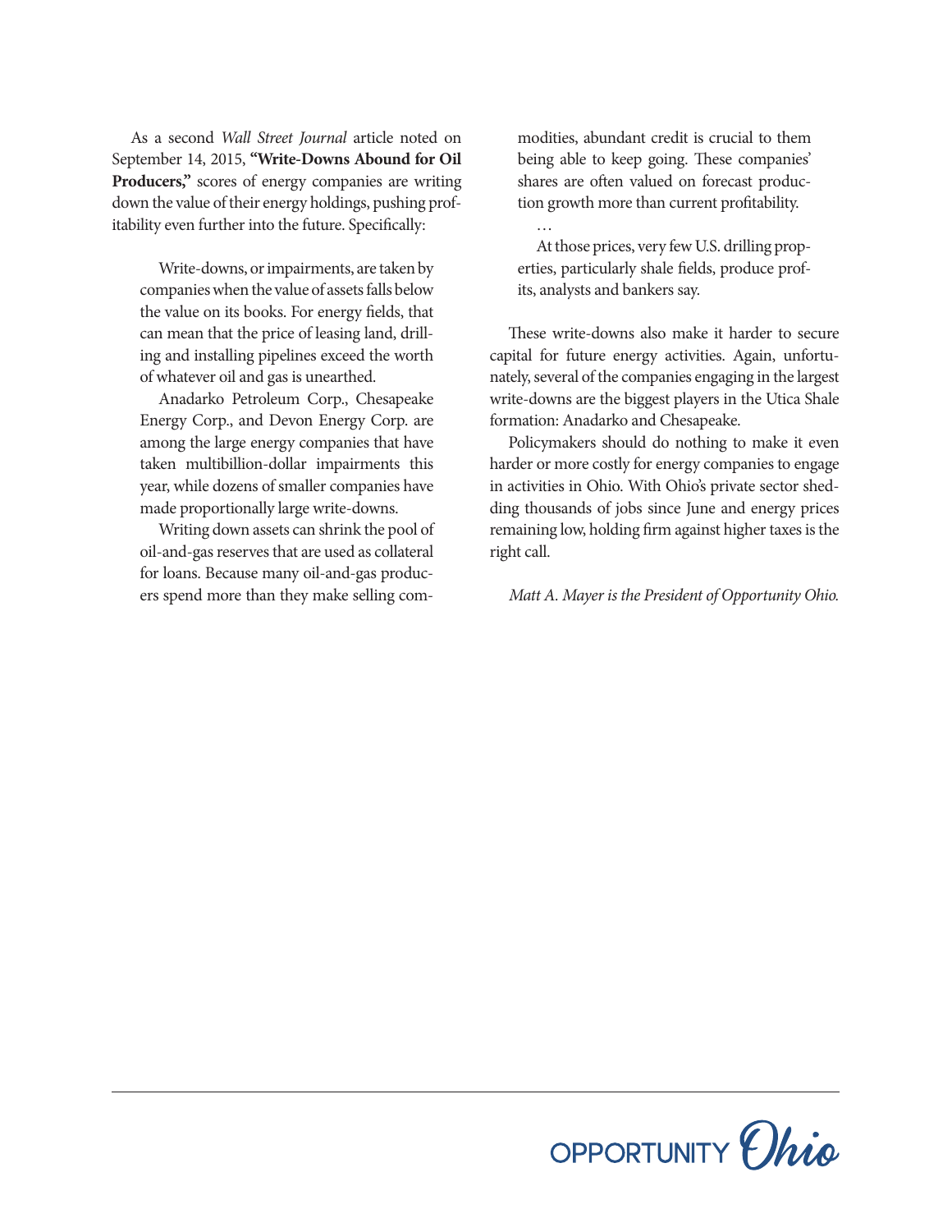As a second *Wall Street Journal* article noted on September 14, 2015, **"Write-Downs Abound for Oil Producers,"** scores of energy companies are writing down the value of their energy holdings, pushing profitability even further into the future. Specifically:

> Write-downs, or impairments, are taken by companies when the value of assets falls below the value on its books. For energy fields, that can mean that the price of leasing land, drilling and installing pipelines exceed the worth of whatever oil and gas is unearthed.
>
> Anadarko Petroleum Corp., Chesapeake Energy Corp., and Devon Energy Corp. are among the large energy companies that have taken multibillion-dollar impairments this year, while dozens of smaller companies have made proportionally large write-downs.
>
> Writing down assets can shrink the pool of oil-and-gas reserves that are used as collateral for loans. Because many oil-and-gas producers spend more than they make selling commodities, abundant credit is crucial to them being able to keep going. These companies' shares are often valued on forecast production growth more than current profitability.
>
> …
>
> At those prices, very few U.S. drilling properties, particularly shale fields, produce profits, analysts and bankers say.

These write-downs also make it harder to secure capital for future energy activities. Again, unfortunately, several of the companies engaging in the largest write-downs are the biggest players in the Utica Shale formation: Anadarko and Chesapeake.

Policymakers should do nothing to make it even harder or more costly for energy companies to engage in activities in Ohio. With Ohio's private sector shedding thousands of jobs since June and energy prices remaining low, holding firm against higher taxes is the right call.

*Matt A. Mayer is the President of Opportunity Ohio.*